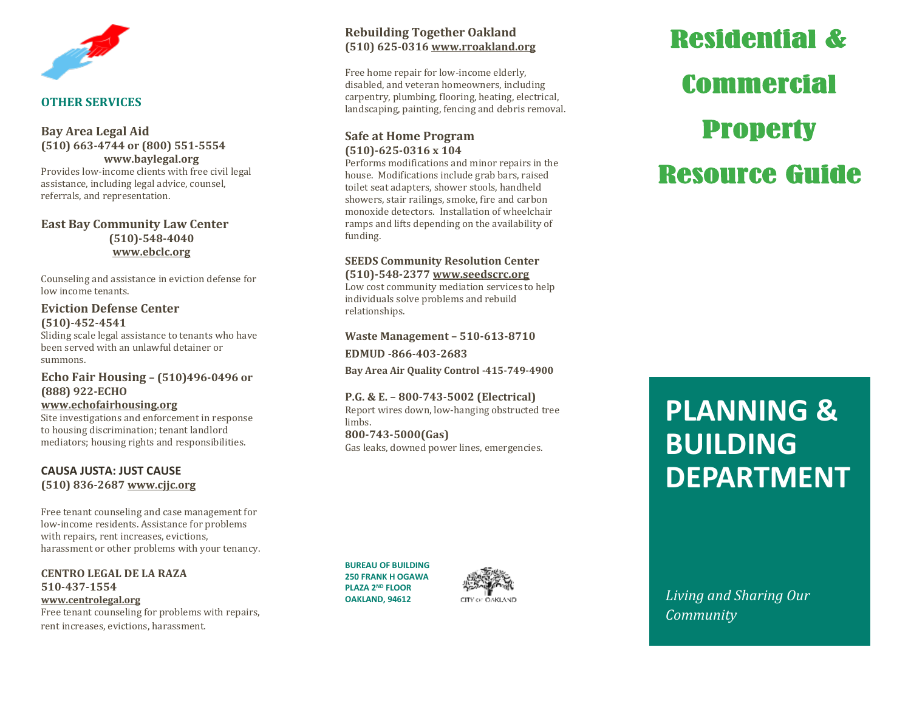## OTHER SERVICES

**Bay Area Legal Aid**
**(510) 663-4744 or (800) 551-5554**
**www.baylegal.org**
Provides low-income clients with free civil legal assistance, including legal advice, counsel, referrals, and representation.

**East Bay Community Law Center**
**(510)-548-4040**
**www.ebclc.org**

Counseling and assistance in eviction defense for low income tenants.

**Eviction Defense Center**
**(510)-452-4541**
Sliding scale legal assistance to tenants who have been served with an unlawful detainer or summons.

**Echo Fair Housing – (510)496-0496 or (888) 922-ECHO**
**www.echofairhousing.org**
Site investigations and enforcement in response to housing discrimination; tenant landlord mediators; housing rights and responsibilities.

**CAUSA JUSTA: JUST CAUSE**
**(510) 836-2687 www.cjjc.org**

Free tenant counseling and case management for low-income residents. Assistance for problems with repairs, rent increases, evictions, harassment or other problems with your tenancy.

**CENTRO LEGAL DE LA RAZA**
**510-437-1554**
**www.centrolegal.org**
Free tenant counseling for problems with repairs, rent increases, evictions, harassment.

**Rebuilding Together Oakland**
**(510) 625-0316 www.rroakland.org**

Free home repair for low-income elderly, disabled, and veteran homeowners, including carpentry, plumbing, flooring, heating, electrical, landscaping, painting, fencing and debris removal.

**Safe at Home Program**
**(510)-625-0316 x 104**
Performs modifications and minor repairs in the house. Modifications include grab bars, raised toilet seat adapters, shower stools, handheld showers, stair railings, smoke, fire and carbon monoxide detectors. Installation of wheelchair ramps and lifts depending on the availability of funding.

**SEEDS Community Resolution Center**
**(510)-548-2377 www.seedscrc.org**
Low cost community mediation services to help individuals solve problems and rebuild relationships.

**Waste Management – 510-613-8710**

**EDMUD -866-403-2683**

**Bay Area Air Quality Control -415-749-4900**

**P.G. & E. – 800-743-5002 (Electrical)**
Report wires down, low-hanging obstructed tree limbs.
**800-743-5000(Gas)**
Gas leaks, downed power lines, emergencies.

**BUREAU OF BUILDING**
**250 FRANK H OGAWA PLAZA 2ND FLOOR**
**OAKLAND, 94612**

CITY OF OAKLAND

# Residential & Commercial Property Resource Guide

# PLANNING & BUILDING DEPARTMENT

*Living and Sharing Our Community*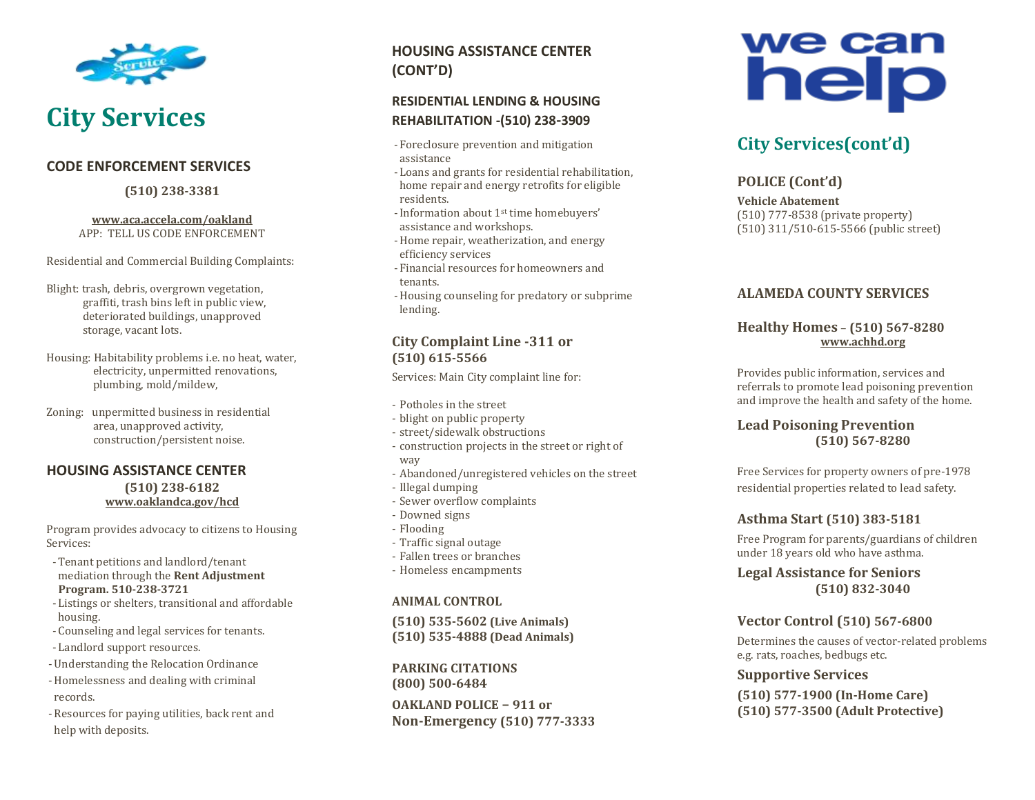# City Services

## CODE ENFORCEMENT SERVICES

**(510) 238-3381**

**www.aca.accela.com/oakland**
APP: TELL US CODE ENFORCEMENT

Residential and Commercial Building Complaints:

Blight: trash, debris, overgrown vegetation, graffiti, trash bins left in public view, deteriorated buildings, unapproved storage, vacant lots.

Housing: Habitability problems i.e. no heat, water, electricity, unpermitted renovations, plumbing, mold/mildew,

Zoning: unpermitted business in residential area, unapproved activity, construction/persistent noise.

## HOUSING ASSISTANCE CENTER

**(510) 238-6182**
**www.oaklandca.gov/hcd**

Program provides advocacy to citizens to Housing Services:

- Tenant petitions and landlord/tenant mediation through the **Rent Adjustment Program. 510-238-3721**
- Listings or shelters, transitional and affordable housing.
- Counseling and legal services for tenants.
- Landlord support resources.
- Understanding the Relocation Ordinance
- Homelessness and dealing with criminal records.
- Resources for paying utilities, back rent and help with deposits.

## HOUSING ASSISTANCE CENTER (CONT'D)

### RESIDENTIAL LENDING & HOUSING REHABILITATION -(510) 238-3909

- Foreclosure prevention and mitigation assistance
- Loans and grants for residential rehabilitation, home repair and energy retrofits for eligible residents.
- Information about 1st time homebuyers' assistance and workshops.
- Home repair, weatherization, and energy efficiency services
- Financial resources for homeowners and tenants.
- Housing counseling for predatory or subprime lending.

### City Complaint Line -311 or (510) 615-5566

Services: Main City complaint line for:

- Potholes in the street
- blight on public property
- street/sidewalk obstructions
- construction projects in the street or right of way
- Abandoned/unregistered vehicles on the street
- Illegal dumping
- Sewer overflow complaints
- Downed signs
- Flooding
- Traffic signal outage
- Fallen trees or branches
- Homeless encampments

### ANIMAL CONTROL

**(510) 535-5602 (Live Animals)**
**(510) 535-4888 (Dead Animals)**

### PARKING CITATIONS

**(800) 500-6484**

### OAKLAND POLICE – 911 or Non-Emergency (510) 777-3333

we can help

## City Services(cont'd)

### POLICE (Cont'd)

**Vehicle Abatement**
(510) 777-8538 (private property)
(510) 311/510-615-5566 (public street)

## ALAMEDA COUNTY SERVICES

### Healthy Homes – (510) 567-8280

**www.achhd.org**

Provides public information, services and referrals to promote lead poisoning prevention and improve the health and safety of the home.

### Lead Poisoning Prevention (510) 567-8280

Free Services for property owners of pre-1978 residential properties related to lead safety.

### Asthma Start (510) 383-5181

Free Program for parents/guardians of children under 18 years old who have asthma.

### Legal Assistance for Seniors (510) 832-3040

### Vector Control (510) 567-6800

Determines the causes of vector-related problems e.g. rats, roaches, bedbugs etc.

### Supportive Services

**(510) 577-1900 (In-Home Care)**
**(510) 577-3500 (Adult Protective)**